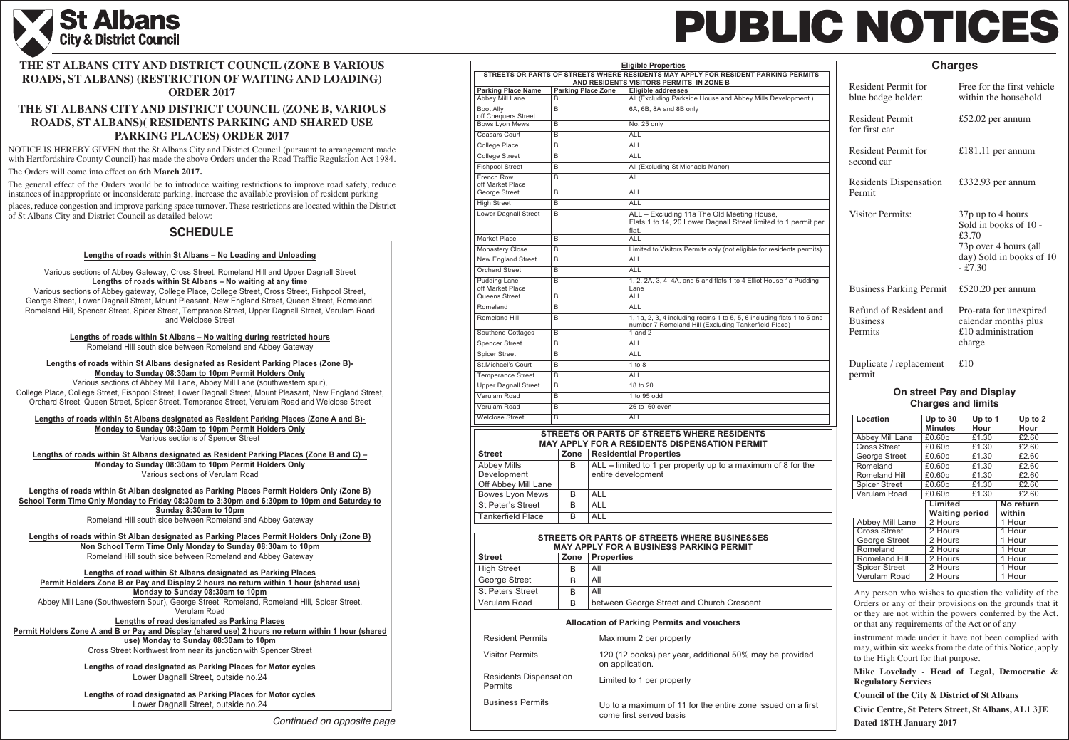# St Albans City & District Council

# PUBLIC NOTICES

## THE ST ALBANS CITY AND DISTRICT COUNCIL (ZONE B VARIOUS ROADS, ST ALBANS) (RESTRICTION OF WAITING AND LOADING) ORDER 2017

## THE ST ALBANS CITY AND DISTRICT COUNCIL (ZONE B, VARIOUS ROADS, ST ALBANS)( RESIDENTS PARKING AND SHARED USE PARKING PLACES) ORDER 2017

NOTICE IS HEREBY GIVEN that the St Albans City and District Council (pursuant to arrangement made with Hertfordshire County Council) has made the above Orders under the Road Traffic Regulation Act 1984.

The Orders will come into effect on **6th March 2017.**

The general effect of the Orders would be to introduce waiting restrictions to improve road safety, reduce instances of inappropriate or inconsiderate parking, increase the available provision of resident parking places, reduce congestion and improve parking space turnover. These restrictions are located within the District of St Albans City and District Council as detailed below:

## SCHEDULE

**Lengths of roads within St Albans – No Loading and Unloading**

Various sections of Abbey Gateway, Cross Street, Romeland Hill and Upper Dagnall Street

**Lengths of roads within St Albans – No waiting at any time**

Various sections of Abbey gateway, College Place, College Street, Cross Street, Fishpool Street, George Street, Lower Dagnall Street, Mount Pleasant, New England Street, Queen Street, Romeland, Romeland Hill, Spencer Street, Spicer Street, Temprance Street, Upper Dagnall Street, Verulam Road and Welclose Street

**Lengths of roads within St Albans – No waiting during restricted hours**

Romeland Hill south side between Romeland and Abbey Gateway

**Lengths of roads within St Albans designated as Resident Parking Places (Zone B)- Monday to Sunday 08:30am to 10pm Permit Holders Only**

Various sections of Abbey Mill Lane, Abbey Mill Lane (southwestern spur), College Place, College Street, Fishpool Street, Lower Dagnall Street, Mount Pleasant, New England Street, Orchard Street, Queen Street, Spicer Street, Temprance Street, Verulam Road and Welclose Street

**Lengths of roads within St Albans designated as Resident Parking Places (Zone A and B)- Monday to Sunday 08:30am to 10pm Permit Holders Only**

Various sections of Spencer Street

**Lengths of roads within St Albans designated as Resident Parking Places (Zone B and C) – Monday to Sunday 08:30am to 10pm Permit Holders Only**

Various sections of Verulam Road

**Lengths of roads within St Alban designated as Parking Places Permit Holders Only (Zone B) School Term Time Only Monday to Friday 08:30am to 3:30pm and 6:30pm to 10pm and Saturday to Sunday 8:30am to 10pm**

Romeland Hill south side between Romeland and Abbey Gateway

**Lengths of roads within St Alban designated as Parking Places Permit Holders Only (Zone B) Non School Term Time Only Monday to Sunday 08:30am to 10pm**

Romeland Hill south side between Romeland and Abbey Gateway

**Lengths of road within St Albans designated as Parking Places Permit Holders Zone B or Pay and Display 2 hours no return within 1 hour (shared use) Monday to Sunday 08:30am to 10pm**

Abbey Mill Lane (Southwestern Spur), George Street, Romeland, Romeland Hill, Spicer Street, Verulam Road

**Lengths of road designated as Parking Places Permit Holders Zone A and B or Pay and Display (shared use) 2 hours no return within 1 hour (shared use) Monday to Sunday 08:30am to 10pm**

Cross Street Northwest from near its junction with Spencer Street

**Lengths of road designated as Parking Places for Motor cycles**

Lower Dagnall Street, outside no.24

**Lengths of road designated as Parking Places for Motor cycles**

Lower Dagnall Street, outside no.24

*Continued on opposite page*

### Eligible Properties

**STREETS OR PARTS OF STREETS WHERE RESIDENTS MAY APPLY FOR RESIDENT PARKING PERMITS AND RESIDENTS VISITORS PERMITS IN ZONE B**

| Parking Place Name | Parking Place Zone | Eligible addresses |
|---|---|---|
| Abbey Mill Lane | B | All (Excluding Parkside House and Abbey Mills Development ) |
| Boot Ally off Chequers Street | B | 6A, 6B, 8A and 8B only |
| Bows Lyon Mews | B | No. 25 only |
| Ceasars Court | B | ALL |
| College Place | B | ALL |
| College Street | B | ALL |
| Fishpool Street | B | All (Excluding St Michaels Manor) |
| French Row off Market Place | B | All |
| George Street | B | ALL |
| High Street | B | ALL |
| Lower Dagnall Street | B | ALL – Excluding 11a The Old Meeting House, Flats 1 to 14, 20 Lower Dagnall Street limited to 1 permit per flat. |
| Market Place | B | ALL |
| Monastery Close | B | Limited to Visitors Permits only (not eligible for residents permits) |
| New England Street | B | ALL |
| Orchard Street | B | ALL |
| Pudding Lane off Market Place | B | 1, 2, 2A, 3, 4, 4A, and 5 and flats 1 to 4 Elliot House 1a Pudding Lane |
| Queens Street | B | ALL |
| Romeland | B | ALL |
| Romeland Hill | B | 1, 1a, 2, 3, 4 including rooms 1 to 5, 5, 6 including flats 1 to 5 and number 7 Romeland Hill (Excluding Tankerfield Place) |
| Southend Cottages | B | 1 and 2 |
| Spencer Street | B | ALL |
| Spicer Street | B | ALL |
| St.Michael's Court | B | 1 to 8 |
| Temperance Street | B | ALL |
| Upper Dagnall Street | B | 18 to 20 |
| Verulam Road | B | 1 to 95 odd |
| Verulam Road | B | 26 to 60 even |
| Welclose Street | B | ALL |

**STREETS OR PARTS OF STREETS WHERE RESIDENTS MAY APPLY FOR A RESIDENTS DISPENSATION PERMIT**

| Street | Zone | Residential Properties |
|---|---|---|
| Abbey Mills Development Off Abbey Mill Lane | B | ALL – limited to 1 per property up to a maximum of 8 for the entire development |
| Bowes Lyon Mews | B | ALL |
| St Peter's Street | B | ALL |
| Tankerfield Place | B | ALL |

**STREETS OR PARTS OF STREETS WHERE BUSINESSES MAY APPLY FOR A BUSINESS PARKING PERMIT**

| Street | Zone | Properties |
|---|---|---|
| High Street | B | All |
| George Street | B | All |
| St Peters Street | B | All |
| Verulam Road | B | between George Street and Church Crescent |

**Allocation of Parking Permits and vouchers**

| | |
|---|---|
| Resident Permits | Maximum 2 per property |
| Visitor Permits | 120 (12 books) per year, additional 50% may be provided on application. |
| Residents Dispensation Permits | Limited to 1 per property |
| Business Permits | Up to a maximum of 11 for the entire zone issued on a first come first served basis |

### Charges

| | |
|---|---|
| Resident Permit for blue badge holder: | Free for the first vehicle within the household |
| Resident Permit for first car | £52.02 per annum |
| Resident Permit for second car | £181.11 per annum |
| Residents Dispensation Permit | £332.93 per annum |
| Visitor Permits: | 37p up to 4 hours Sold in books of 10 - £3.70<br>73p over 4 hours (all day) Sold in books of 10 - £7.30 |
| Business Parking Permit | £520.20 per annum |
| Refund of Resident and Business Permits | Pro-rata for unexpired calendar months plus £10 administration charge |
| Duplicate / replacement permit | £10 |

### On street Pay and Display Charges and limits

| Location | Up to 30 Minutes | Up to 1 Hour | Up to 2 Hour |
|---|---|---|---|
| Abbey Mill Lane | £0.60p | £1.30 | £2.60 |
| Cross Street | £0.60p | £1.30 | £2.60 |
| George Street | £0.60p | £1.30 | £2.60 |
| Romeland | £0.60p | £1.30 | £2.60 |
| Romeland Hill | £0.60p | £1.30 | £2.60 |
| Spicer Street | £0.60p | £1.30 | £2.60 |
| Verulam Road | £0.60p | £1.30 | £2.60 |

| Location | Limited Waiting period | No return within |
|---|---|---|
| Abbey Mill Lane | 2 Hours | 1 Hour |
| Cross Street | 2 Hours | 1 Hour |
| George Street | 2 Hours | 1 Hour |
| Romeland | 2 Hours | 1 Hour |
| Romeland Hill | 2 Hours | 1 Hour |
| Spicer Street | 2 Hours | 1 Hour |
| Verulam Road | 2 Hours | 1 Hour |

Any person who wishes to question the validity of the Orders or any of their provisions on the grounds that it or they are not within the powers conferred by the Act, or that any requirements of the Act or of any

instrument made under it have not been complied with may, within six weeks from the date of this Notice, apply to the High Court for that purpose.

**Mike Lovelady - Head of Legal, Democratic & Regulatory Services**

**Council of the City & District of St Albans**

**Civic Centre, St Peters Street, St Albans, AL1 3JE**

**Dated 18TH January 2017**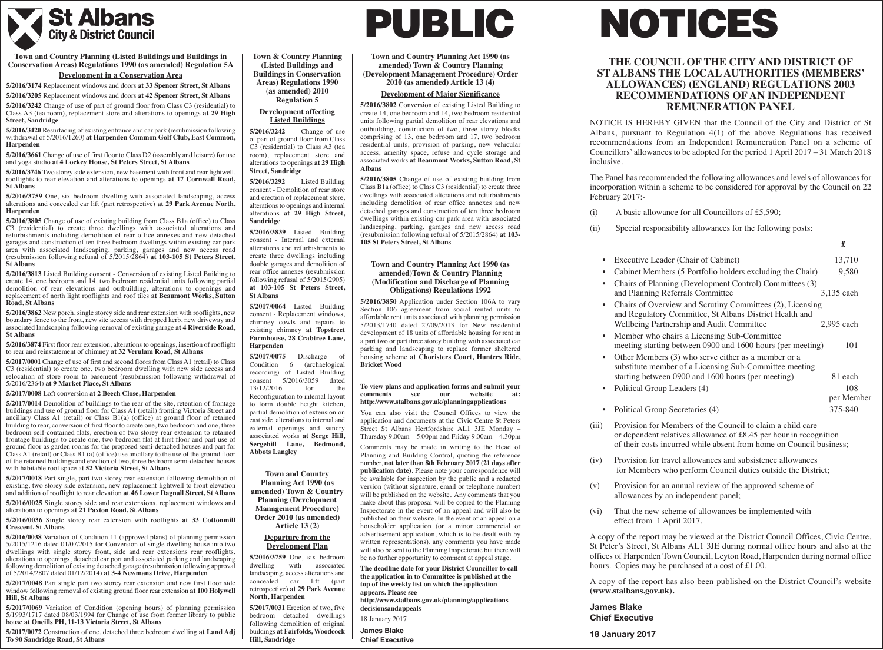# St Albans City & District Council

# PUBLIC NOTICES

**Town and Country Planning (Listed Buildings and Buildings in Conservation Areas) Regulations 1990 (as amended) Regulation 5A**

**Development in a Conservation Area**

**5/2016/3174** Replacement windows and doors **at 33 Spencer Street, St Albans**

**5/2016/3205** Replacement windows and doors **at 42 Spencer Street, St Albans**

**5/2016/3242** Change of use of part of ground floor from Class C3 (residential) to Class A3 (tea room), replacement store and alterations to openings **at 29 High Street, Sandridge**

**5/2016/3420** Resurfacing of existing entrance and car park (resubmission following withdrawal of 5/2016/1260) **at Harpenden Common Golf Club, East Common, Harpenden**

**5/2016/3661** Change of use of first floor to Class D2 (assembly and leisure) for use and yoga studio **at 4 Lockey House, St Peters Street, St Albans**

**5/2016/3746** Two storey side extension, new basement with front and rear lightwell, rooflights to rear elevation and alterations to openings **at 17 Cornwall Road, St Albans**

**5/2016/3759** One, six bedroom dwelling with associated landscaping, access alterations and concealed car lift (part retrospective) **at 29 Park Avenue North, Harpenden**

**5/2016/3805** Change of use of existing building from Class B1a (office) to Class C3 (residential) to create three dwellings with associated alterations and refurbishments including demolition of rear office annexes and new detached garages and construction of ten three bedroom dwellings within existing car park area with associated landscaping, parking, garages and new access road (resubmission following refusal of 5/2015/2864) **at 103-105 St Peters Street, St Albans**

**5/2016/3813** Listed Building consent - Conversion of existing Listed Building to create 14, one bedroom and 14, two bedroom residential units following partial demolition of rear elevations and outbuilding, alterations to openings and replacement of north light rooflights and roof tiles **at Beaumont Works, Sutton Road, St Albans**

**5/2016/3862** New porch, single storey side and rear extension with rooflights, new boundary fence to the front, new site access with dropped kerb, new driveway and associated landscaping following removal of existing garage **at 4 Riverside Road, St Albans**

**5/2016/3874** First floor rear extension, alterations to openings, insertion of rooflight to rear and reinstatement of chimney **at 32 Verulam Road, St Albans**

**5/2017/0001** Change of use of first and second floors from Class A1 (retail) to Class C3 (residential) to create one, two bedroom dwelling with new side access and relocation of store room to basement (resubmission following withdrawal of 5/2016/2364) **at 9 Market Place, St Albans**

**5/2017/0008** Loft conversion **at 2 Beech Close, Harpenden**

**5/2017/0014** Demolition of buildings to the rear of the site, retention of frontage buildings and use of ground floor for Class A1 (retail) fronting Victoria Street and ancillary Class A1 (retail) or Class B1(a) (office) at ground floor of retained building to rear, conversion of first floor to create one, two bedroom and one, three bedroom self-contained flats, erection of two storey rear extension to retained frontage buildings to create one, two bedroom flat at first floor and part use of ground floor as garden rooms for the proposed semi-detached houses and part for Class A1 (retail) or Class B1 (a) (office) use ancillary to the use of the ground floor of the retained buildings and erection of two, three bedroom semi-detached houses with habitable roof space **at 52 Victoria Street, St Albans**

**5/2017/0018** Part single, part two storey rear extension following demolition of existing, two storey side extension, new replacement lightwell to front elevation and addition of rooflight to rear elevation **at 46 Lower Dagnall Street, St Albans**

**5/2016/0025** Single storey side and rear extensions, replacement windows and alterations to openings **at 21 Paxton Road, St Albans**

**5/2016/0036** Single storey rear extension with rooflights **at 33 Cottonmill Crescent, St Albans**

**5/2016/0038** Variation of Condition 11 (approved plans) of planning permission 5/2015/1216 dated 01/07/2015 for Conversion of single dwelling house into two dwellings with single storey front, side and rear extensions rear rooflights, alterations to openings, detached car port and associated parking and landscaping following demolition of existing detached garage (resubmission following approval of 5/2014/2807 dated 01/12/2014) **at 3-4 Newmans Drive, Harpenden**

**5/2017/0048** Part single part two storey rear extension and new first floor side window following removal of existing ground floor rear extension **at 100 Holywell Hill, St Albans**

**5/2017/0069** Variation of Condition (opening hours) of planning permission 5/1993/1717 dated 08/03/1994 for Change of use from former library to public house **at Oneills PH, 11-13 Victoria Street, St Albans**

**5/2017/0072** Construction of one, detached three bedroom dwelling **at Land Adj To 90 Sandridge Road, St Albans**

**Town & Country Planning (Listed Buildings and Buildings in Conservation Areas) Regulations 1990 (as amended) 2010 Regulation 5**

**Development affecting Listed Buildings**

**5/2016/3242** Change of use of part of ground floor from Class C3 (residential) to Class A3 (tea room), replacement store and alterations to openings **at 29 High Street, Sandridge**

**5/2016/3292** Listed Building consent - Demolition of rear store and erection of replacement store, alterations to openings and internal alterations **at 29 High Street, Sandridge**

**5/2016/3839** Listed Building consent - Internal and external alterations and refurbishments to create three dwellings including double garages and demolition of rear office annexes (resubmission following refusal of 5/2015/2905) **at 103-105 St Peters Street, St Albans**

**5/2017/0064** Listed Building consent - Replacement windows, chimney cowls and repairs to existing chimney **at Topstreet Farmhouse, 28 Crabtree Lane, Harpenden**

**5/2017/0075** Discharge of Condition 6 (archaeological recording) of Listed Building consent 5/2016/3059 dated 13/12/2016 for the Reconfiguration to internal layout to form double height kitchen, partial demolition of extension on east side, alterations to internal and external openings and sundry associated works **at Serge Hill, Sergehill Lane, Bedmond, Abbots Langley**

**Town and Country Planning Act 1990 (as amended) Town & Country Planning (Development Management Procedure) Order 2010 (as amended) Article 13 (2)**

**Departure from the Development Plan**

**5/2016/3759** One, six bedroom dwelling with associated landscaping, access alterations and concealed car lift (part retrospective) **at 29 Park Avenue North, Harpenden**

**5/2017/0031** Erection of two, five bedroom detached dwellings following demolition of original buildings **at Fairfolds, Woodcock Hill, Sandridge**

**Town and Country Planning Act 1990 (as amended) Town & Country Planning (Development Management Procedure) Order 2010 (as amended) Article 13 (4)**

**Development of Major Significance**

**5/2016/3802** Conversion of existing Listed Building to create 14, one bedroom and 14, two bedroom residential units following partial demolition of rear elevations and outbuilding, construction of two, three storey blocks comprising of 13, one bedroom and 17, two bedroom residential units, provision of parking, new vehicular access, amenity space, refuse and cycle storage and associated works **at Beaumont Works, Sutton Road, St Albans**

**5/2016/3805** Change of use of existing building from Class B1a (office) to Class C3 (residential) to create three dwellings with associated alterations and refurbishments including demolition of rear office annexes and new detached garages and construction of ten three bedroom dwellings within existing car park area with associated landscaping, parking, garages and new access road (resubmission following refusal of 5/2015/2864) **at 103-105 St Peters Street, St Albans**

**Town and Country Planning Act 1990 (as amended)Town & Country Planning (Modification and Discharge of Planning Obligations) Regulations 1992**

**5/2016/3850** Application under Section 106A to vary Section 106 agreement from social rented units to affordable rent units associated with planning permission 5/2013/1740 dated 27/09/2013 for New residential development of 18 units of affordable housing for rent in a part two or part three storey building with associated car parking and landscaping to replace former sheltered housing scheme **at Choristers Court, Hunters Ride, Bricket Wood**

**To view plans and application forms and submit your comments see our website at: http://www.stalbans.gov.uk/planningapplications**

You can also visit the Council Offices to view the application and documents at the Civic Centre St Peters Street St Albans Hertfordshire AL1 3JE Monday – Thursday 9.00am – 5.00pm and Friday 9.00am – 4.30pm

Comments may be made in writing to the Head of Planning and Building Control, quoting the reference number, **not later than 8th February 2017 (21 days after publication date)**. Please note your correspondence will be available for inspection by the public and a redacted version (without signature, email or telephone number) will be published on the website. Any comments that you make about this proposal will be copied to the Planning Inspectorate in the event of an appeal and will also be published on their website. In the event of an appeal on a householder application (or a minor commercial or advertisement application, which is to be dealt with by written representations), any comments you have made will also be sent to the Planning Inspectorate but there will be no further opportunity to comment at appeal stage.

**The deadline date for your District Councillor to call the application in to Committee is published at the top of the weekly list on which the application appears. Please see http://www.stalbans.gov.uk/planning/applicationsdecisionsandappeals**

18 January 2017

**James Blake**
**Chief Executive**

## THE COUNCIL OF THE CITY AND DISTRICT OF ST ALBANS THE LOCAL AUTHORITIES (MEMBERS' ALLOWANCES) (ENGLAND) REGULATIONS 2003 RECOMMENDATIONS OF AN INDEPENDENT REMUNERATION PANEL

NOTICE IS HEREBY GIVEN that the Council of the City and District of St Albans, pursuant to Regulation 4(1) of the above Regulations has received recommendations from an Independent Remuneration Panel on a scheme of Councillors' allowances to be adopted for the period 1 April 2017 – 31 March 2018 inclusive.

The Panel has recommended the following allowances and levels of allowances for incorporation within a scheme to be considered for approval by the Council on 22 February 2017:-

(i) A basic allowance for all Councillors of £5,590;

(ii) Special responsibility allowances for the following posts:

| | £ |
|---|---|
| • Executive Leader (Chair of Cabinet) | 13,710 |
| • Cabinet Members (5 Portfolio holders excluding the Chair) | 9,580 |
| • Chairs of Planning (Development Control) Committees (3) and Planning Referrals Committee | 3,135 each |
| • Chairs of Overview and Scrutiny Committees (2), Licensing and Regulatory Committee, St Albans District Health and Wellbeing Partnership and Audit Committee | 2,995 each |
| • Member who chairs a Licensing Sub-Committee meeting starting between 0900 and 1600 hours (per meeting) | 101 |
| • Other Members (3) who serve either as a member or a substitute member of a Licensing Sub-Committee meeting starting between 0900 and 1600 hours (per meeting) | 81 each |
| • Political Group Leaders (4) | 108 per Member |
| • Political Group Secretaries (4) | 375-840 |

(iii) Provision for Members of the Council to claim a child care or dependent relatives allowance of £8.45 per hour in recognition of their costs incurred while absent from home on Council business;

(iv) Provision for travel allowances and subsistence allowances for Members who perform Council duties outside the District;

(v) Provision for an annual review of the approved scheme of allowances by an independent panel;

(vi) That the new scheme of allowances be implemented with effect from 1 April 2017.

A copy of the report may be viewed at the District Council Offices, Civic Centre, St Peter's Street, St Albans AL1 3JE during normal office hours and also at the offices of Harpenden Town Council, Leyton Road, Harpenden during normal office hours. Copies may be purchased at a cost of £1.00.

A copy of the report has also been published on the District Council's website **(www.stalbans.gov.uk).**

**James Blake**
**Chief Executive**

**18 January 2017**